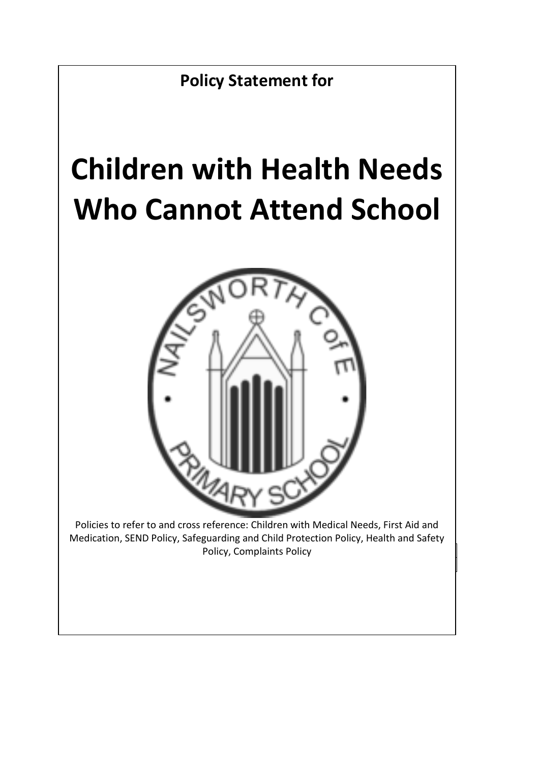**Policy Statement for**

# Children with Health Needs Who Cannot Attend School

Policies to refer to and cross reference: Children with Medical Needs, First Aid and Medication, SEND Policy, Safeguarding and Child Protection Policy, Health and Safety Policy, Complaints Policy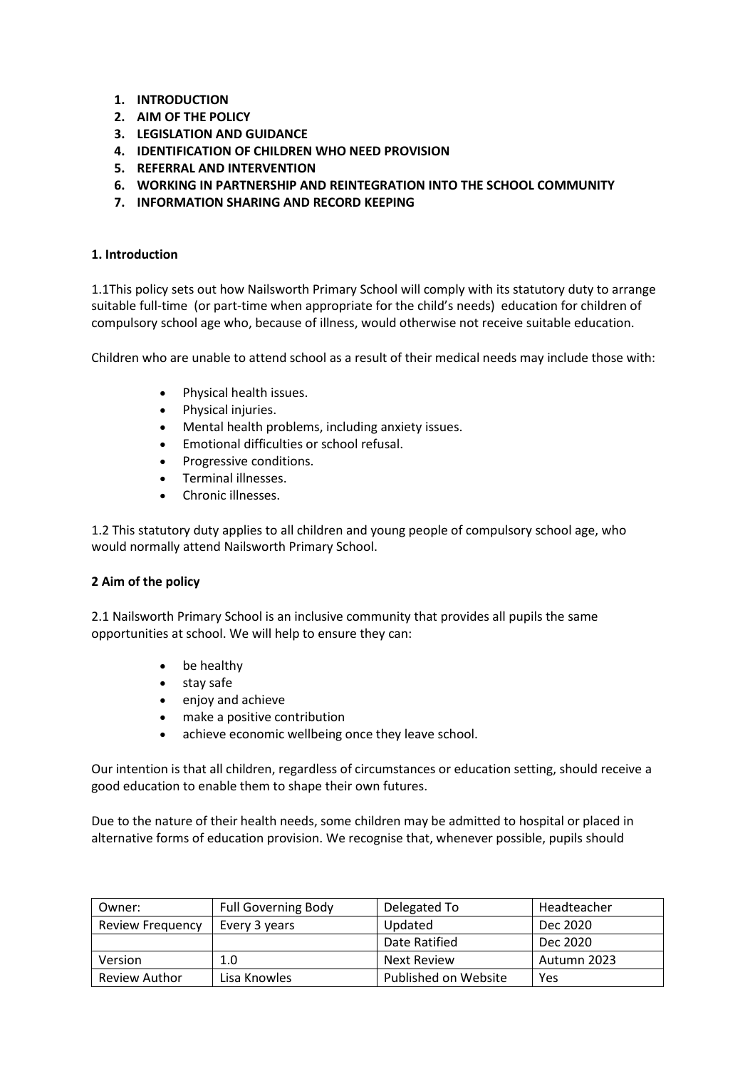1. **INTRODUCTION**
2. **AIM OF THE POLICY**
3. **LEGISLATION AND GUIDANCE**
4. **IDENTIFICATION OF CHILDREN WHO NEED PROVISION**
5. **REFERRAL AND INTERVENTION**
6. **WORKING IN PARTNERSHIP AND REINTEGRATION INTO THE SCHOOL COMMUNITY**
7. **INFORMATION SHARING AND RECORD KEEPING**

## 1. Introduction

1.1This policy sets out how Nailsworth Primary School will comply with its statutory duty to arrange suitable full-time (or part-time when appropriate for the child's needs) education for children of compulsory school age who, because of illness, would otherwise not receive suitable education.

Children who are unable to attend school as a result of their medical needs may include those with:

- Physical health issues.
- Physical injuries.
- Mental health problems, including anxiety issues.
- Emotional difficulties or school refusal.
- Progressive conditions.
- Terminal illnesses.
- Chronic illnesses.

1.2 This statutory duty applies to all children and young people of compulsory school age, who would normally attend Nailsworth Primary School.

## 2 Aim of the policy

2.1 Nailsworth Primary School is an inclusive community that provides all pupils the same opportunities at school. We will help to ensure they can:

- be healthy
- stay safe
- enjoy and achieve
- make a positive contribution
- achieve economic wellbeing once they leave school.

Our intention is that all children, regardless of circumstances or education setting, should receive a good education to enable them to shape their own futures.

Due to the nature of their health needs, some children may be admitted to hospital or placed in alternative forms of education provision. We recognise that, whenever possible, pupils should

| Owner: | Full Governing Body | Delegated To | Headteacher |
| --- | --- | --- | --- |
| Review Frequency | Every 3 years | Updated | Dec 2020 |
| | | Date Ratified | Dec 2020 |
| Version | 1.0 | Next Review | Autumn 2023 |
| Review Author | Lisa Knowles | Published on Website | Yes |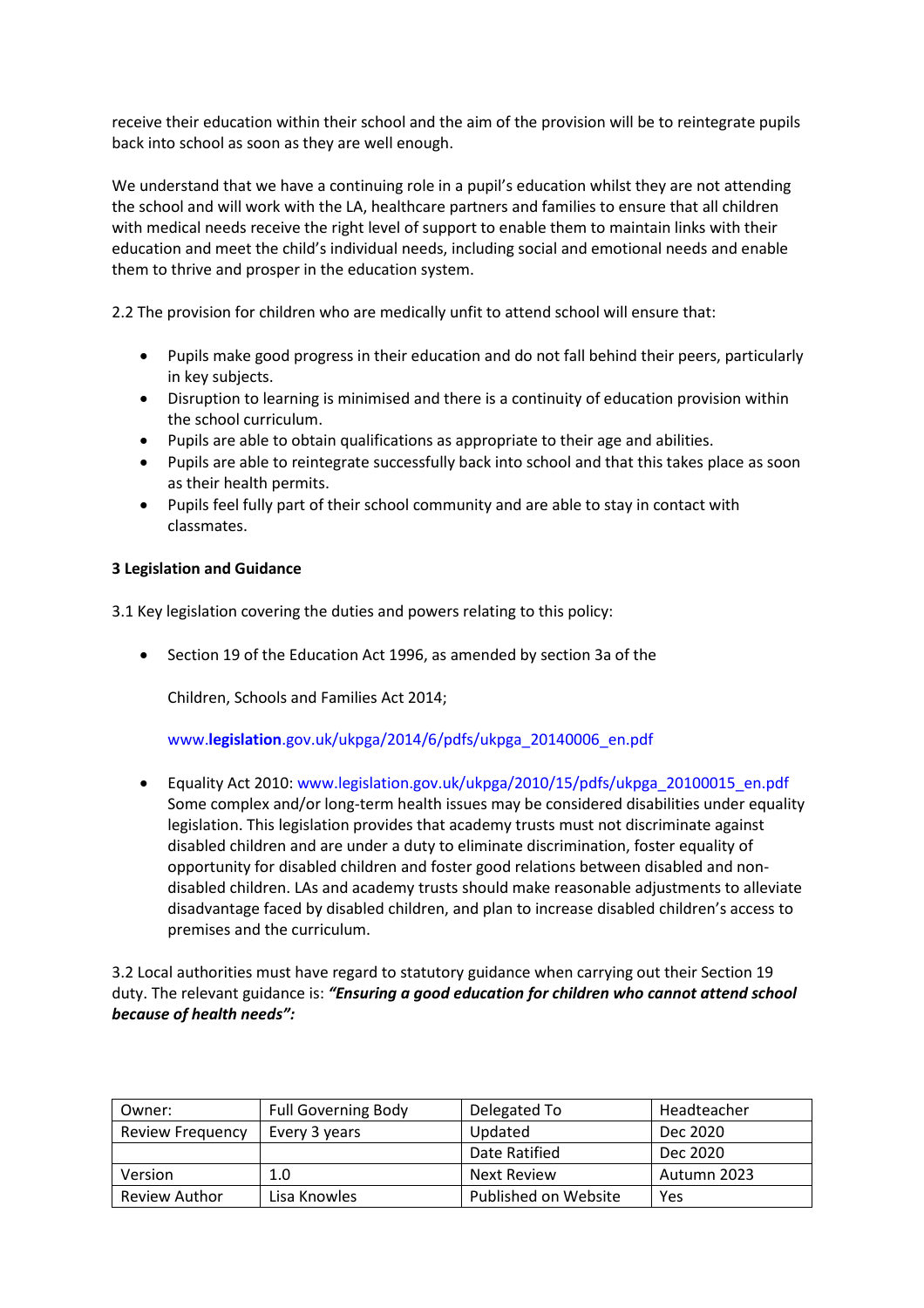receive their education within their school and the aim of the provision will be to reintegrate pupils back into school as soon as they are well enough.

We understand that we have a continuing role in a pupil's education whilst they are not attending the school and will work with the LA, healthcare partners and families to ensure that all children with medical needs receive the right level of support to enable them to maintain links with their education and meet the child's individual needs, including social and emotional needs and enable them to thrive and prosper in the education system.

2.2 The provision for children who are medically unfit to attend school will ensure that:

- Pupils make good progress in their education and do not fall behind their peers, particularly in key subjects.
- Disruption to learning is minimised and there is a continuity of education provision within the school curriculum.
- Pupils are able to obtain qualifications as appropriate to their age and abilities.
- Pupils are able to reintegrate successfully back into school and that this takes place as soon as their health permits.
- Pupils feel fully part of their school community and are able to stay in contact with classmates.

**3 Legislation and Guidance**

3.1 Key legislation covering the duties and powers relating to this policy:

- Section 19 of the Education Act 1996, as amended by section 3a of the

  Children, Schools and Families Act 2014;

  www.**legislation**.gov.uk/ukpga/2014/6/pdfs/ukpga_20140006_en.pdf

- Equality Act 2010: www.legislation.gov.uk/ukpga/2010/15/pdfs/ukpga_20100015_en.pdf
  Some complex and/or long-term health issues may be considered disabilities under equality legislation. This legislation provides that academy trusts must not discriminate against disabled children and are under a duty to eliminate discrimination, foster equality of opportunity for disabled children and foster good relations between disabled and non-disabled children. LAs and academy trusts should make reasonable adjustments to alleviate disadvantage faced by disabled children, and plan to increase disabled children's access to premises and the curriculum.

3.2 Local authorities must have regard to statutory guidance when carrying out their Section 19 duty. The relevant guidance is: ***"Ensuring a good education for children who cannot attend school because of health needs":***

| Owner: | Full Governing Body | Delegated To | Headteacher |
|---|---|---|---|
| Review Frequency | Every 3 years | Updated | Dec 2020 |
| | | Date Ratified | Dec 2020 |
| Version | 1.0 | Next Review | Autumn 2023 |
| Review Author | Lisa Knowles | Published on Website | Yes |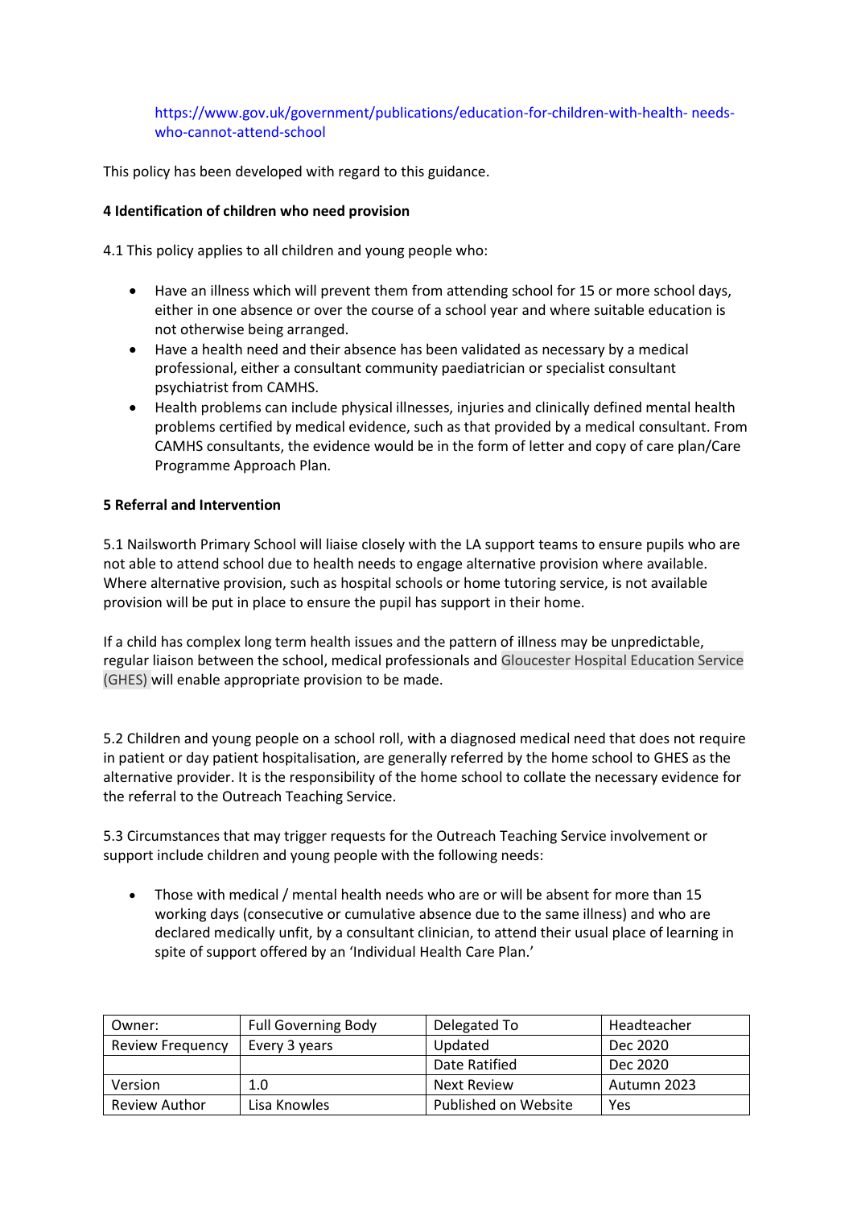https://www.gov.uk/government/publications/education-for-children-with-health- needs-who-cannot-attend-school

This policy has been developed with regard to this guidance.

**4 Identification of children who need provision**

4.1 This policy applies to all children and young people who:

- Have an illness which will prevent them from attending school for 15 or more school days, either in one absence or over the course of a school year and where suitable education is not otherwise being arranged.
- Have a health need and their absence has been validated as necessary by a medical professional, either a consultant community paediatrician or specialist consultant psychiatrist from CAMHS.
- Health problems can include physical illnesses, injuries and clinically defined mental health problems certified by medical evidence, such as that provided by a medical consultant. From CAMHS consultants, the evidence would be in the form of letter and copy of care plan/Care Programme Approach Plan.

**5 Referral and Intervention**

5.1 Nailsworth Primary School will liaise closely with the LA support teams to ensure pupils who are not able to attend school due to health needs to engage alternative provision where available. Where alternative provision, such as hospital schools or home tutoring service, is not available provision will be put in place to ensure the pupil has support in their home.

If a child has complex long term health issues and the pattern of illness may be unpredictable, regular liaison between the school, medical professionals and Gloucester Hospital Education Service (GHES) will enable appropriate provision to be made.

5.2 Children and young people on a school roll, with a diagnosed medical need that does not require in patient or day patient hospitalisation, are generally referred by the home school to GHES as the alternative provider. It is the responsibility of the home school to collate the necessary evidence for the referral to the Outreach Teaching Service.

5.3 Circumstances that may trigger requests for the Outreach Teaching Service involvement or support include children and young people with the following needs:

- Those with medical / mental health needs who are or will be absent for more than 15 working days (consecutive or cumulative absence due to the same illness) and who are declared medically unfit, by a consultant clinician, to attend their usual place of learning in spite of support offered by an 'Individual Health Care Plan.'

| Owner: | Full Governing Body | Delegated To | Headteacher |
|---|---|---|---|
| Review Frequency | Every 3 years | Updated | Dec 2020 |
| | | Date Ratified | Dec 2020 |
| Version | 1.0 | Next Review | Autumn 2023 |
| Review Author | Lisa Knowles | Published on Website | Yes |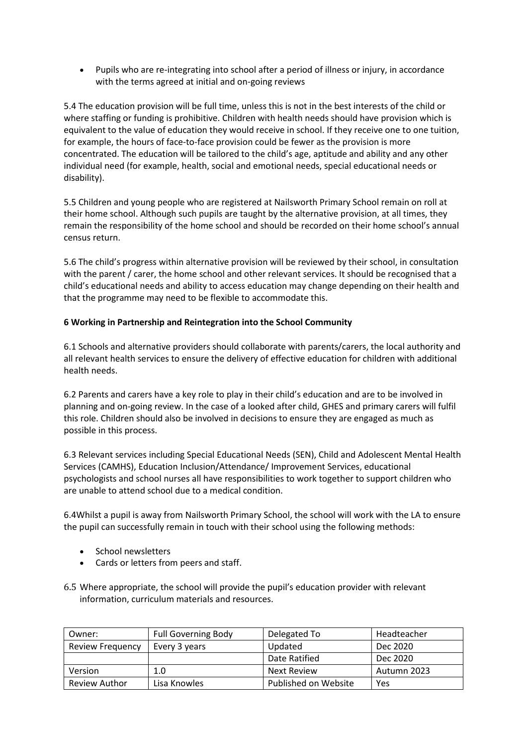- Pupils who are re-integrating into school after a period of illness or injury, in accordance with the terms agreed at initial and on-going reviews

5.4 The education provision will be full time, unless this is not in the best interests of the child or where staffing or funding is prohibitive. Children with health needs should have provision which is equivalent to the value of education they would receive in school. If they receive one to one tuition, for example, the hours of face-to-face provision could be fewer as the provision is more concentrated. The education will be tailored to the child's age, aptitude and ability and any other individual need (for example, health, social and emotional needs, special educational needs or disability).

5.5 Children and young people who are registered at Nailsworth Primary School remain on roll at their home school. Although such pupils are taught by the alternative provision, at all times, they remain the responsibility of the home school and should be recorded on their home school's annual census return.

5.6 The child's progress within alternative provision will be reviewed by their school, in consultation with the parent / carer, the home school and other relevant services. It should be recognised that a child's educational needs and ability to access education may change depending on their health and that the programme may need to be flexible to accommodate this.

**6 Working in Partnership and Reintegration into the School Community**

6.1 Schools and alternative providers should collaborate with parents/carers, the local authority and all relevant health services to ensure the delivery of effective education for children with additional health needs.

6.2 Parents and carers have a key role to play in their child's education and are to be involved in planning and on-going review. In the case of a looked after child, GHES and primary carers will fulfil this role. Children should also be involved in decisions to ensure they are engaged as much as possible in this process.

6.3 Relevant services including Special Educational Needs (SEN), Child and Adolescent Mental Health Services (CAMHS), Education Inclusion/Attendance/ Improvement Services, educational psychologists and school nurses all have responsibilities to work together to support children who are unable to attend school due to a medical condition.

6.4Whilst a pupil is away from Nailsworth Primary School, the school will work with the LA to ensure the pupil can successfully remain in touch with their school using the following methods:

- School newsletters
- Cards or letters from peers and staff.

6.5 Where appropriate, the school will provide the pupil's education provider with relevant information, curriculum materials and resources.

| Owner: | Full Governing Body | Delegated To | Headteacher |
|---|---|---|---|
| Review Frequency | Every 3 years | Updated | Dec 2020 |
| | | Date Ratified | Dec 2020 |
| Version | 1.0 | Next Review | Autumn 2023 |
| Review Author | Lisa Knowles | Published on Website | Yes |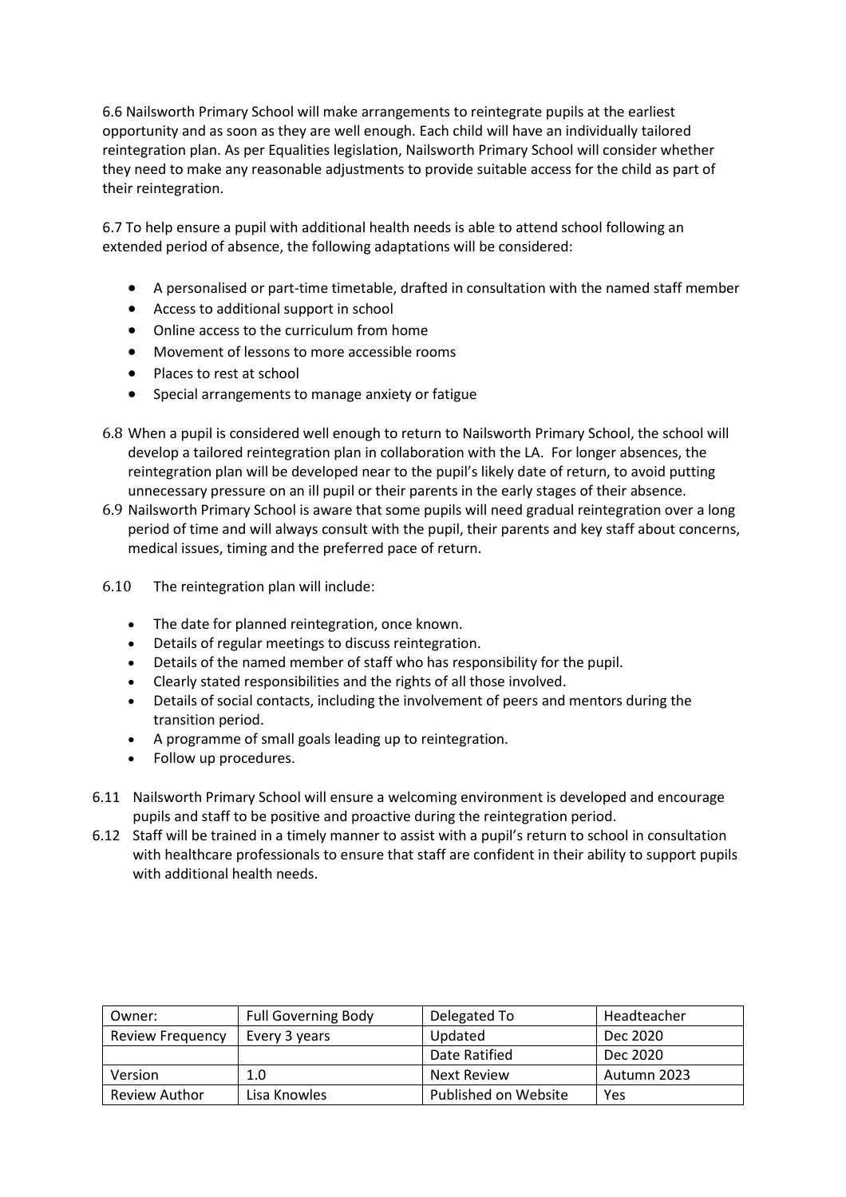6.6 Nailsworth Primary School will make arrangements to reintegrate pupils at the earliest opportunity and as soon as they are well enough. Each child will have an individually tailored reintegration plan. As per Equalities legislation, Nailsworth Primary School will consider whether they need to make any reasonable adjustments to provide suitable access for the child as part of their reintegration.

6.7 To help ensure a pupil with additional health needs is able to attend school following an extended period of absence, the following adaptations will be considered:

- A personalised or part-time timetable, drafted in consultation with the named staff member
- Access to additional support in school
- Online access to the curriculum from home
- Movement of lessons to more accessible rooms
- Places to rest at school
- Special arrangements to manage anxiety or fatigue

6.8 When a pupil is considered well enough to return to Nailsworth Primary School, the school will develop a tailored reintegration plan in collaboration with the LA. For longer absences, the reintegration plan will be developed near to the pupil's likely date of return, to avoid putting unnecessary pressure on an ill pupil or their parents in the early stages of their absence.

6.9 Nailsworth Primary School is aware that some pupils will need gradual reintegration over a long period of time and will always consult with the pupil, their parents and key staff about concerns, medical issues, timing and the preferred pace of return.

6.10 The reintegration plan will include:

- The date for planned reintegration, once known.
- Details of regular meetings to discuss reintegration.
- Details of the named member of staff who has responsibility for the pupil.
- Clearly stated responsibilities and the rights of all those involved.
- Details of social contacts, including the involvement of peers and mentors during the transition period.
- A programme of small goals leading up to reintegration.
- Follow up procedures.

6.11 Nailsworth Primary School will ensure a welcoming environment is developed and encourage pupils and staff to be positive and proactive during the reintegration period.

6.12 Staff will be trained in a timely manner to assist with a pupil's return to school in consultation with healthcare professionals to ensure that staff are confident in their ability to support pupils with additional health needs.

| Owner: | Full Governing Body | Delegated To | Headteacher |
|---|---|---|---|
| Review Frequency | Every 3 years | Updated | Dec 2020 |
| | | Date Ratified | Dec 2020 |
| Version | 1.0 | Next Review | Autumn 2023 |
| Review Author | Lisa Knowles | Published on Website | Yes |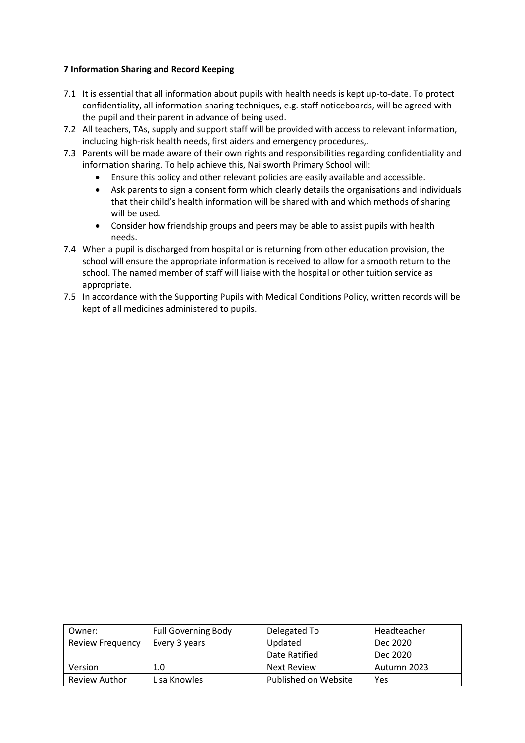**7 Information Sharing and Record Keeping**

7.1 It is essential that all information about pupils with health needs is kept up-to-date. To protect confidentiality, all information-sharing techniques, e.g. staff noticeboards, will be agreed with the pupil and their parent in advance of being used.

7.2 All teachers, TAs, supply and support staff will be provided with access to relevant information, including high-risk health needs, first aiders and emergency procedures,.

7.3 Parents will be made aware of their own rights and responsibilities regarding confidentiality and information sharing. To help achieve this, Nailsworth Primary School will:

- Ensure this policy and other relevant policies are easily available and accessible.
- Ask parents to sign a consent form which clearly details the organisations and individuals that their child's health information will be shared with and which methods of sharing will be used.
- Consider how friendship groups and peers may be able to assist pupils with health needs.

7.4 When a pupil is discharged from hospital or is returning from other education provision, the school will ensure the appropriate information is received to allow for a smooth return to the school. The named member of staff will liaise with the hospital or other tuition service as appropriate.

7.5 In accordance with the Supporting Pupils with Medical Conditions Policy, written records will be kept of all medicines administered to pupils.

| | | | |
|---|---|---|---|
| Owner: | Full Governing Body | Delegated To | Headteacher |
| Review Frequency | Every 3 years | Updated | Dec 2020 |
| | | Date Ratified | Dec 2020 |
| Version | 1.0 | Next Review | Autumn 2023 |
| Review Author | Lisa Knowles | Published on Website | Yes |